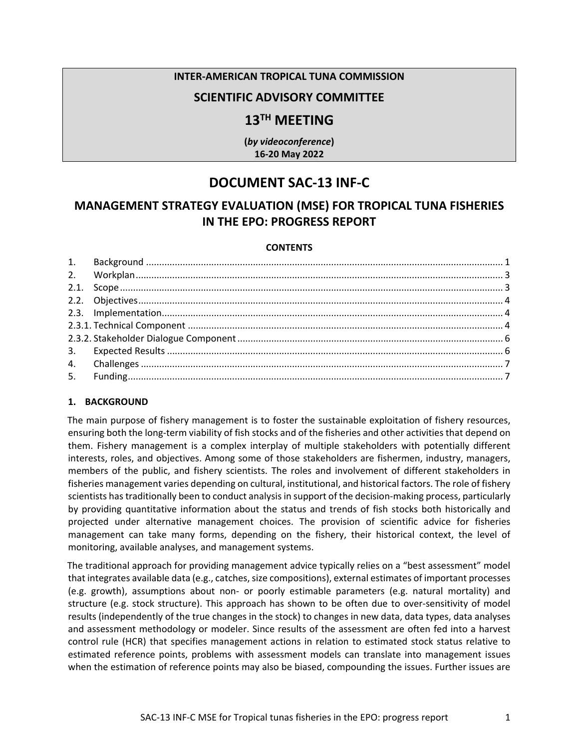**INTER-AMERICAN TROPICAL TUNA COMMISSION**

**SCIENTIFIC ADVISORY COMMITTEE**

**13TH MEETING**

**(*by videoconference*)**
**16-20 May 2022**

# DOCUMENT SAC-13 INF-C

## MANAGEMENT STRATEGY EVALUATION (MSE) FOR TROPICAL TUNA FISHERIES IN THE EPO: PROGRESS REPORT

**CONTENTS**

1. Background ..... 1
2. Workplan ..... 3
2.1. Scope ..... 3
2.2. Objectives ..... 4
2.3. Implementation ..... 4
2.3.1. Technical Component ..... 4
2.3.2. Stakeholder Dialogue Component ..... 6
3. Expected Results ..... 6
4. Challenges ..... 7
5. Funding ..... 7

### 1. BACKGROUND

The main purpose of fishery management is to foster the sustainable exploitation of fishery resources, ensuring both the long-term viability of fish stocks and of the fisheries and other activities that depend on them. Fishery management is a complex interplay of multiple stakeholders with potentially different interests, roles, and objectives. Among some of those stakeholders are fishermen, industry, managers, members of the public, and fishery scientists. The roles and involvement of different stakeholders in fisheries management varies depending on cultural, institutional, and historical factors. The role of fishery scientists has traditionally been to conduct analysis in support of the decision-making process, particularly by providing quantitative information about the status and trends of fish stocks both historically and projected under alternative management choices. The provision of scientific advice for fisheries management can take many forms, depending on the fishery, their historical context, the level of monitoring, available analyses, and management systems.

The traditional approach for providing management advice typically relies on a "best assessment" model that integrates available data (e.g., catches, size compositions), external estimates of important processes (e.g. growth), assumptions about non- or poorly estimable parameters (e.g. natural mortality) and structure (e.g. stock structure). This approach has shown to be often due to over-sensitivity of model results (independently of the true changes in the stock) to changes in new data, data types, data analyses and assessment methodology or modeler. Since results of the assessment are often fed into a harvest control rule (HCR) that specifies management actions in relation to estimated stock status relative to estimated reference points, problems with assessment models can translate into management issues when the estimation of reference points may also be biased, compounding the issues. Further issues are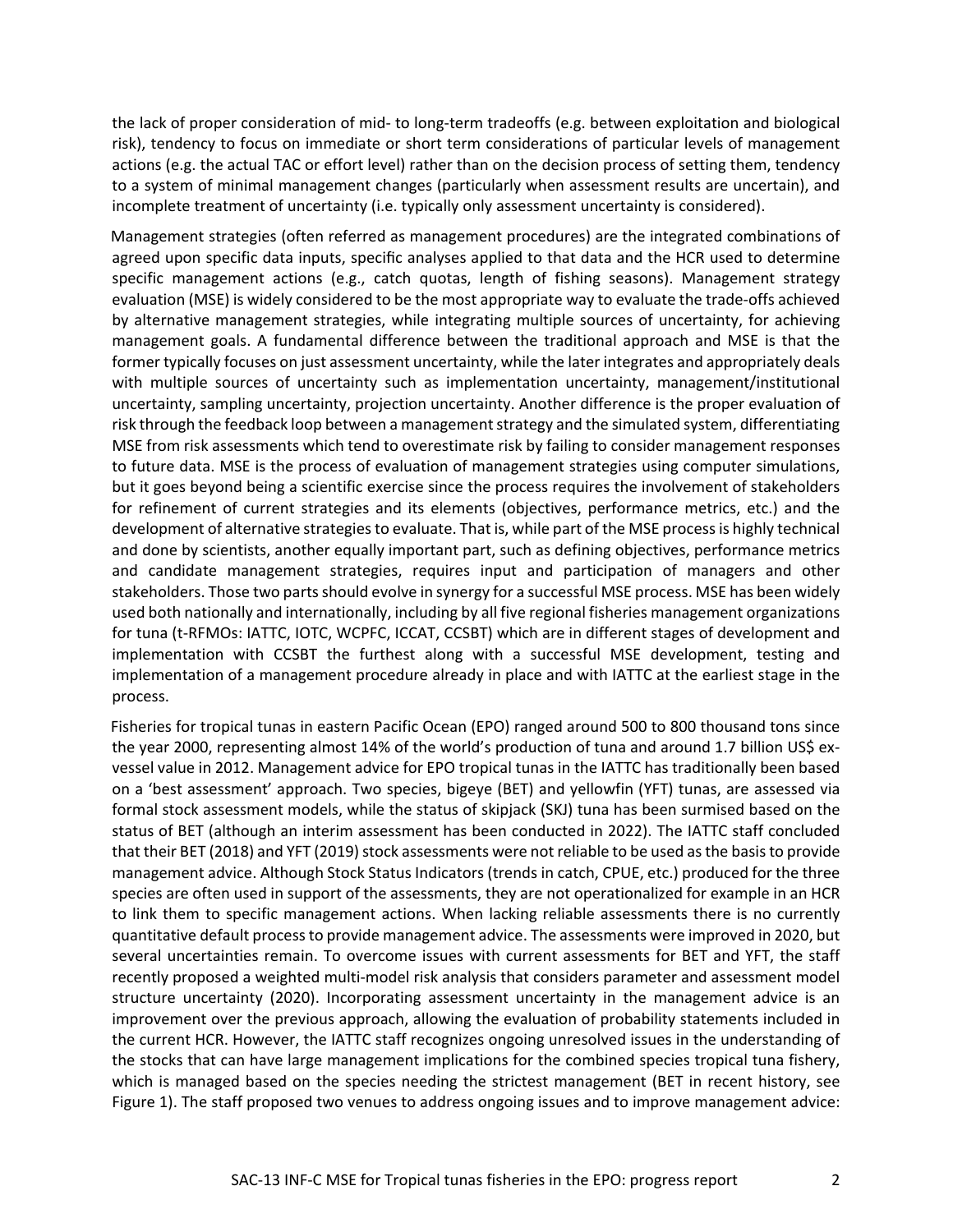the lack of proper consideration of mid- to long-term tradeoffs (e.g. between exploitation and biological risk), tendency to focus on immediate or short term considerations of particular levels of management actions (e.g. the actual TAC or effort level) rather than on the decision process of setting them, tendency to a system of minimal management changes (particularly when assessment results are uncertain), and incomplete treatment of uncertainty (i.e. typically only assessment uncertainty is considered).

Management strategies (often referred as management procedures) are the integrated combinations of agreed upon specific data inputs, specific analyses applied to that data and the HCR used to determine specific management actions (e.g., catch quotas, length of fishing seasons). Management strategy evaluation (MSE) is widely considered to be the most appropriate way to evaluate the trade-offs achieved by alternative management strategies, while integrating multiple sources of uncertainty, for achieving management goals. A fundamental difference between the traditional approach and MSE is that the former typically focuses on just assessment uncertainty, while the later integrates and appropriately deals with multiple sources of uncertainty such as implementation uncertainty, management/institutional uncertainty, sampling uncertainty, projection uncertainty. Another difference is the proper evaluation of risk through the feedback loop between a management strategy and the simulated system, differentiating MSE from risk assessments which tend to overestimate risk by failing to consider management responses to future data. MSE is the process of evaluation of management strategies using computer simulations, but it goes beyond being a scientific exercise since the process requires the involvement of stakeholders for refinement of current strategies and its elements (objectives, performance metrics, etc.) and the development of alternative strategies to evaluate. That is, while part of the MSE process is highly technical and done by scientists, another equally important part, such as defining objectives, performance metrics and candidate management strategies, requires input and participation of managers and other stakeholders. Those two parts should evolve in synergy for a successful MSE process. MSE has been widely used both nationally and internationally, including by all five regional fisheries management organizations for tuna (t-RFMOs: IATTC, IOTC, WCPFC, ICCAT, CCSBT) which are in different stages of development and implementation with CCSBT the furthest along with a successful MSE development, testing and implementation of a management procedure already in place and with IATTC at the earliest stage in the process.

Fisheries for tropical tunas in eastern Pacific Ocean (EPO) ranged around 500 to 800 thousand tons since the year 2000, representing almost 14% of the world's production of tuna and around 1.7 billion US$ ex-vessel value in 2012. Management advice for EPO tropical tunas in the IATTC has traditionally been based on a 'best assessment' approach. Two species, bigeye (BET) and yellowfin (YFT) tunas, are assessed via formal stock assessment models, while the status of skipjack (SKJ) tuna has been surmised based on the status of BET (although an interim assessment has been conducted in 2022). The IATTC staff concluded that their BET (2018) and YFT (2019) stock assessments were not reliable to be used as the basis to provide management advice. Although Stock Status Indicators (trends in catch, CPUE, etc.) produced for the three species are often used in support of the assessments, they are not operationalized for example in an HCR to link them to specific management actions. When lacking reliable assessments there is no currently quantitative default process to provide management advice. The assessments were improved in 2020, but several uncertainties remain. To overcome issues with current assessments for BET and YFT, the staff recently proposed a weighted multi-model risk analysis that considers parameter and assessment model structure uncertainty (2020). Incorporating assessment uncertainty in the management advice is an improvement over the previous approach, allowing the evaluation of probability statements included in the current HCR. However, the IATTC staff recognizes ongoing unresolved issues in the understanding of the stocks that can have large management implications for the combined species tropical tuna fishery, which is managed based on the species needing the strictest management (BET in recent history, see Figure 1). The staff proposed two venues to address ongoing issues and to improve management advice: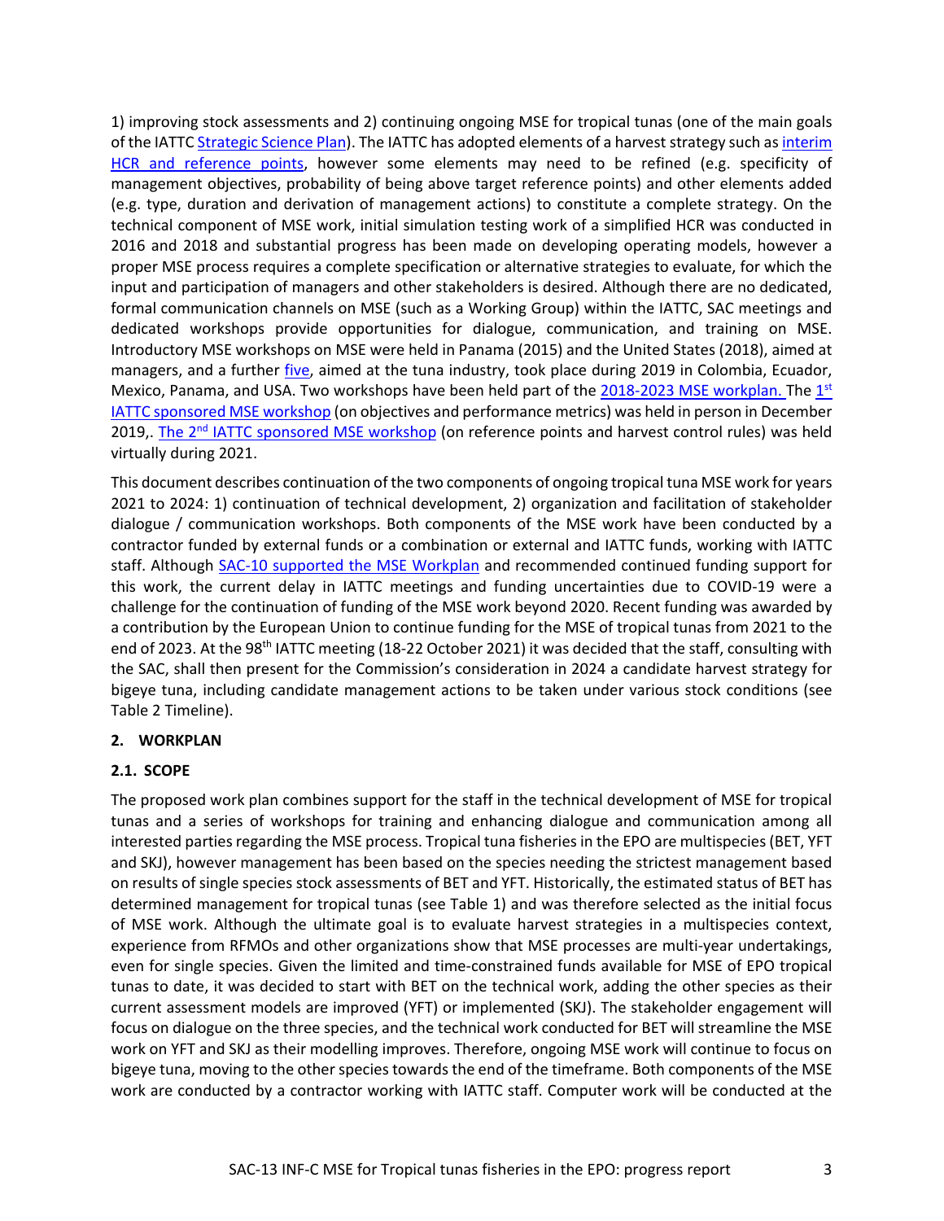1) improving stock assessments and 2) continuing ongoing MSE for tropical tunas (one of the main goals of the IATTC Strategic Science Plan). The IATTC has adopted elements of a harvest strategy such as interim HCR and reference points, however some elements may need to be refined (e.g. specificity of management objectives, probability of being above target reference points) and other elements added (e.g. type, duration and derivation of management actions) to constitute a complete strategy. On the technical component of MSE work, initial simulation testing work of a simplified HCR was conducted in 2016 and 2018 and substantial progress has been made on developing operating models, however a proper MSE process requires a complete specification or alternative strategies to evaluate, for which the input and participation of managers and other stakeholders is desired. Although there are no dedicated, formal communication channels on MSE (such as a Working Group) within the IATTC, SAC meetings and dedicated workshops provide opportunities for dialogue, communication, and training on MSE. Introductory MSE workshops on MSE were held in Panama (2015) and the United States (2018), aimed at managers, and a further five, aimed at the tuna industry, took place during 2019 in Colombia, Ecuador, Mexico, Panama, and USA. Two workshops have been held part of the 2018-2023 MSE workplan. The 1st IATTC sponsored MSE workshop (on objectives and performance metrics) was held in person in December 2019,. The 2nd IATTC sponsored MSE workshop (on reference points and harvest control rules) was held virtually during 2021.

This document describes continuation of the two components of ongoing tropical tuna MSE work for years 2021 to 2024: 1) continuation of technical development, 2) organization and facilitation of stakeholder dialogue / communication workshops. Both components of the MSE work have been conducted by a contractor funded by external funds or a combination or external and IATTC funds, working with IATTC staff. Although SAC-10 supported the MSE Workplan and recommended continued funding support for this work, the current delay in IATTC meetings and funding uncertainties due to COVID-19 were a challenge for the continuation of funding of the MSE work beyond 2020. Recent funding was awarded by a contribution by the European Union to continue funding for the MSE of tropical tunas from 2021 to the end of 2023. At the 98th IATTC meeting (18-22 October 2021) it was decided that the staff, consulting with the SAC, shall then present for the Commission's consideration in 2024 a candidate harvest strategy for bigeye tuna, including candidate management actions to be taken under various stock conditions (see Table 2 Timeline).

## 2. WORKPLAN

### 2.1. SCOPE

The proposed work plan combines support for the staff in the technical development of MSE for tropical tunas and a series of workshops for training and enhancing dialogue and communication among all interested parties regarding the MSE process. Tropical tuna fisheries in the EPO are multispecies (BET, YFT and SKJ), however management has been based on the species needing the strictest management based on results of single species stock assessments of BET and YFT. Historically, the estimated status of BET has determined management for tropical tunas (see Table 1) and was therefore selected as the initial focus of MSE work. Although the ultimate goal is to evaluate harvest strategies in a multispecies context, experience from RFMOs and other organizations show that MSE processes are multi-year undertakings, even for single species. Given the limited and time-constrained funds available for MSE of EPO tropical tunas to date, it was decided to start with BET on the technical work, adding the other species as their current assessment models are improved (YFT) or implemented (SKJ). The stakeholder engagement will focus on dialogue on the three species, and the technical work conducted for BET will streamline the MSE work on YFT and SKJ as their modelling improves. Therefore, ongoing MSE work will continue to focus on bigeye tuna, moving to the other species towards the end of the timeframe. Both components of the MSE work are conducted by a contractor working with IATTC staff. Computer work will be conducted at the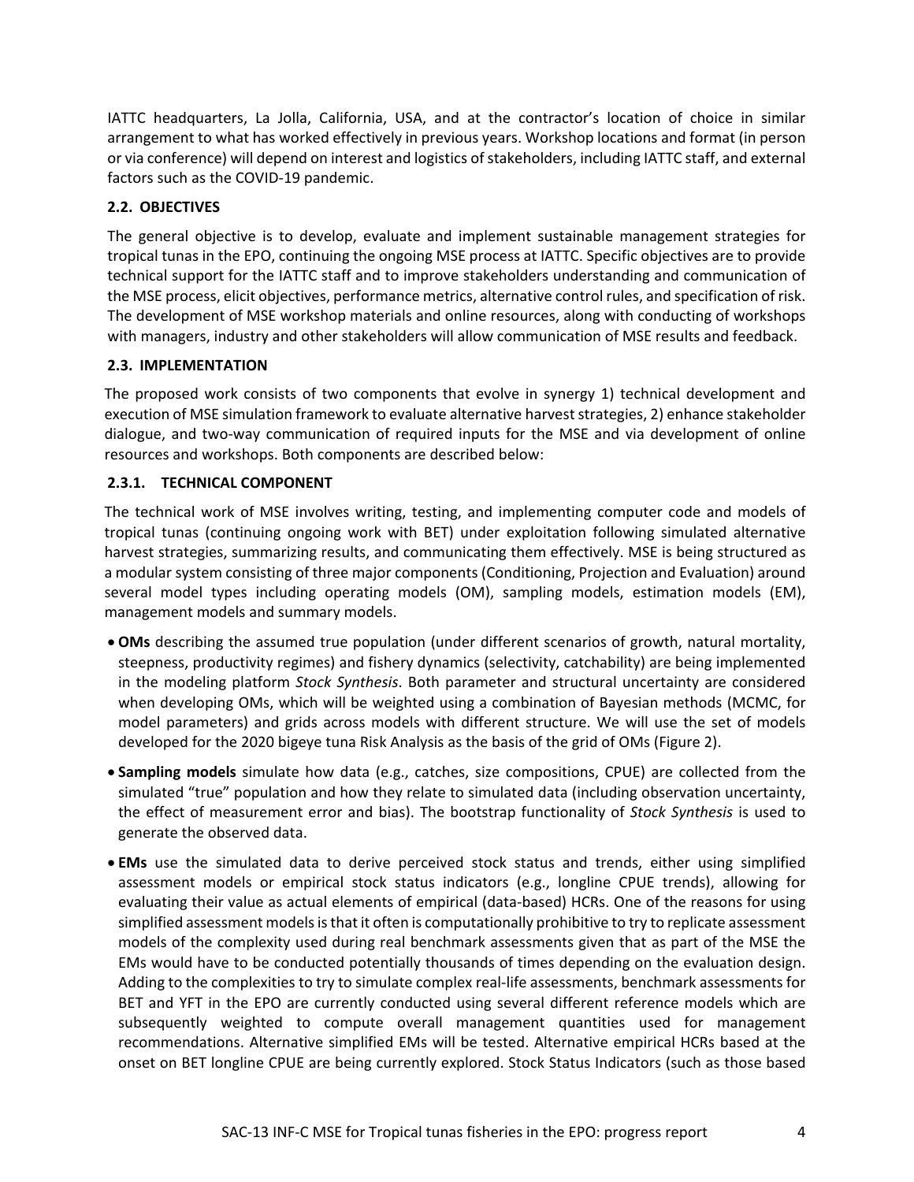IATTC headquarters, La Jolla, California, USA, and at the contractor's location of choice in similar arrangement to what has worked effectively in previous years. Workshop locations and format (in person or via conference) will depend on interest and logistics of stakeholders, including IATTC staff, and external factors such as the COVID-19 pandemic.

### 2.2. OBJECTIVES

The general objective is to develop, evaluate and implement sustainable management strategies for tropical tunas in the EPO, continuing the ongoing MSE process at IATTC. Specific objectives are to provide technical support for the IATTC staff and to improve stakeholders understanding and communication of the MSE process, elicit objectives, performance metrics, alternative control rules, and specification of risk. The development of MSE workshop materials and online resources, along with conducting of workshops with managers, industry and other stakeholders will allow communication of MSE results and feedback.

### 2.3. IMPLEMENTATION

The proposed work consists of two components that evolve in synergy 1) technical development and execution of MSE simulation framework to evaluate alternative harvest strategies, 2) enhance stakeholder dialogue, and two-way communication of required inputs for the MSE and via development of online resources and workshops. Both components are described below:

#### 2.3.1. TECHNICAL COMPONENT

The technical work of MSE involves writing, testing, and implementing computer code and models of tropical tunas (continuing ongoing work with BET) under exploitation following simulated alternative harvest strategies, summarizing results, and communicating them effectively. MSE is being structured as a modular system consisting of three major components (Conditioning, Projection and Evaluation) around several model types including operating models (OM), sampling models, estimation models (EM), management models and summary models.

- **OMs** describing the assumed true population (under different scenarios of growth, natural mortality, steepness, productivity regimes) and fishery dynamics (selectivity, catchability) are being implemented in the modeling platform *Stock Synthesis*. Both parameter and structural uncertainty are considered when developing OMs, which will be weighted using a combination of Bayesian methods (MCMC, for model parameters) and grids across models with different structure. We will use the set of models developed for the 2020 bigeye tuna Risk Analysis as the basis of the grid of OMs (Figure 2).
- **Sampling models** simulate how data (e.g., catches, size compositions, CPUE) are collected from the simulated "true" population and how they relate to simulated data (including observation uncertainty, the effect of measurement error and bias). The bootstrap functionality of *Stock Synthesis* is used to generate the observed data.
- **EMs** use the simulated data to derive perceived stock status and trends, either using simplified assessment models or empirical stock status indicators (e.g., longline CPUE trends), allowing for evaluating their value as actual elements of empirical (data-based) HCRs. One of the reasons for using simplified assessment models is that it often is computationally prohibitive to try to replicate assessment models of the complexity used during real benchmark assessments given that as part of the MSE the EMs would have to be conducted potentially thousands of times depending on the evaluation design. Adding to the complexities to try to simulate complex real-life assessments, benchmark assessments for BET and YFT in the EPO are currently conducted using several different reference models which are subsequently weighted to compute overall management quantities used for management recommendations. Alternative simplified EMs will be tested. Alternative empirical HCRs based at the onset on BET longline CPUE are being currently explored. Stock Status Indicators (such as those based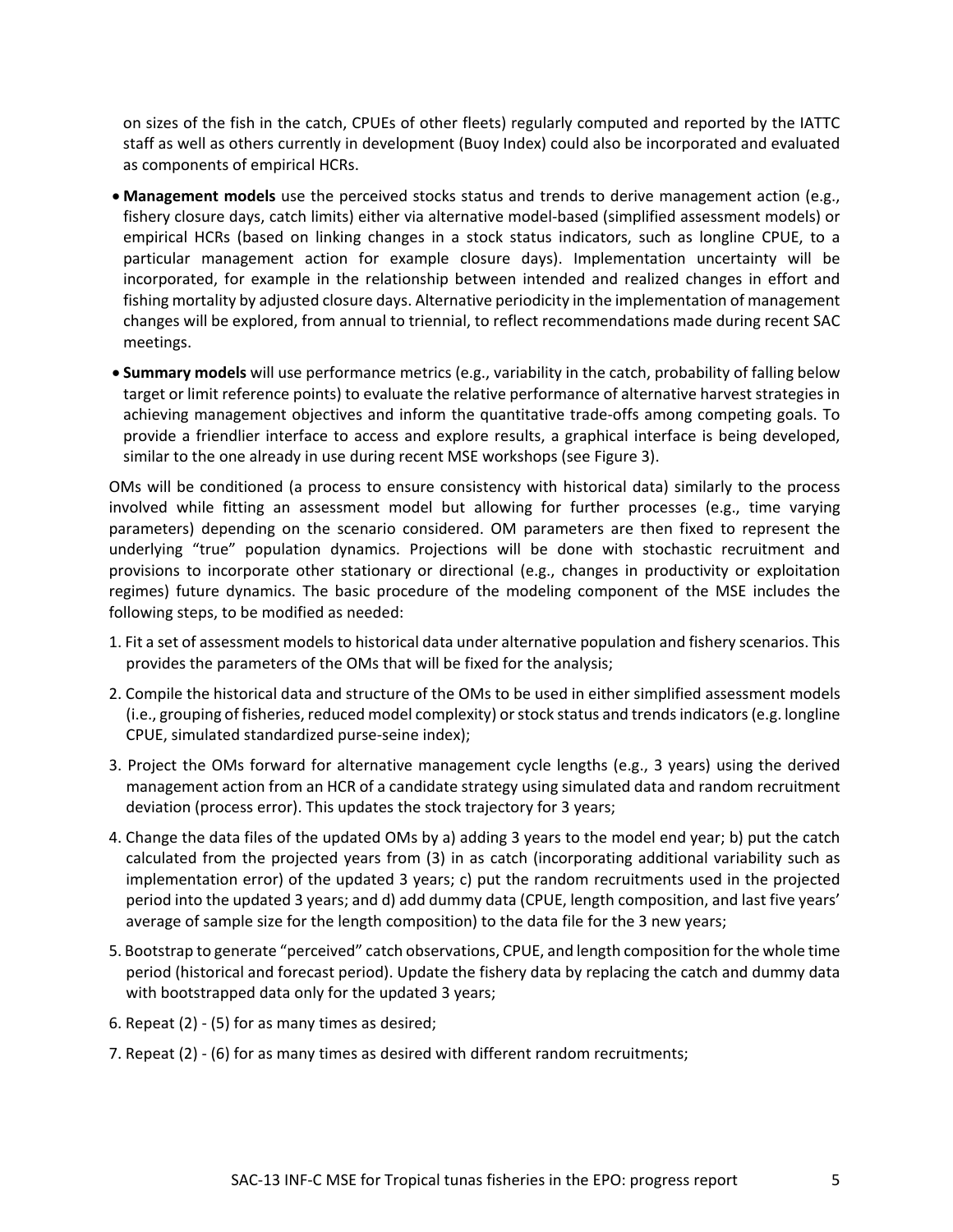on sizes of the fish in the catch, CPUEs of other fleets) regularly computed and reported by the IATTC staff as well as others currently in development (Buoy Index) could also be incorporated and evaluated as components of empirical HCRs.

- **Management models** use the perceived stocks status and trends to derive management action (e.g., fishery closure days, catch limits) either via alternative model-based (simplified assessment models) or empirical HCRs (based on linking changes in a stock status indicators, such as longline CPUE, to a particular management action for example closure days). Implementation uncertainty will be incorporated, for example in the relationship between intended and realized changes in effort and fishing mortality by adjusted closure days. Alternative periodicity in the implementation of management changes will be explored, from annual to triennial, to reflect recommendations made during recent SAC meetings.
- **Summary models** will use performance metrics (e.g., variability in the catch, probability of falling below target or limit reference points) to evaluate the relative performance of alternative harvest strategies in achieving management objectives and inform the quantitative trade-offs among competing goals. To provide a friendlier interface to access and explore results, a graphical interface is being developed, similar to the one already in use during recent MSE workshops (see Figure 3).

OMs will be conditioned (a process to ensure consistency with historical data) similarly to the process involved while fitting an assessment model but allowing for further processes (e.g., time varying parameters) depending on the scenario considered. OM parameters are then fixed to represent the underlying "true" population dynamics. Projections will be done with stochastic recruitment and provisions to incorporate other stationary or directional (e.g., changes in productivity or exploitation regimes) future dynamics. The basic procedure of the modeling component of the MSE includes the following steps, to be modified as needed:

1. Fit a set of assessment models to historical data under alternative population and fishery scenarios. This provides the parameters of the OMs that will be fixed for the analysis;
2. Compile the historical data and structure of the OMs to be used in either simplified assessment models (i.e., grouping of fisheries, reduced model complexity) or stock status and trends indicators (e.g. longline CPUE, simulated standardized purse-seine index);
3. Project the OMs forward for alternative management cycle lengths (e.g., 3 years) using the derived management action from an HCR of a candidate strategy using simulated data and random recruitment deviation (process error). This updates the stock trajectory for 3 years;
4. Change the data files of the updated OMs by a) adding 3 years to the model end year; b) put the catch calculated from the projected years from (3) in as catch (incorporating additional variability such as implementation error) of the updated 3 years; c) put the random recruitments used in the projected period into the updated 3 years; and d) add dummy data (CPUE, length composition, and last five years' average of sample size for the length composition) to the data file for the 3 new years;
5. Bootstrap to generate "perceived" catch observations, CPUE, and length composition for the whole time period (historical and forecast period). Update the fishery data by replacing the catch and dummy data with bootstrapped data only for the updated 3 years;
6. Repeat (2) - (5) for as many times as desired;
7. Repeat (2) - (6) for as many times as desired with different random recruitments;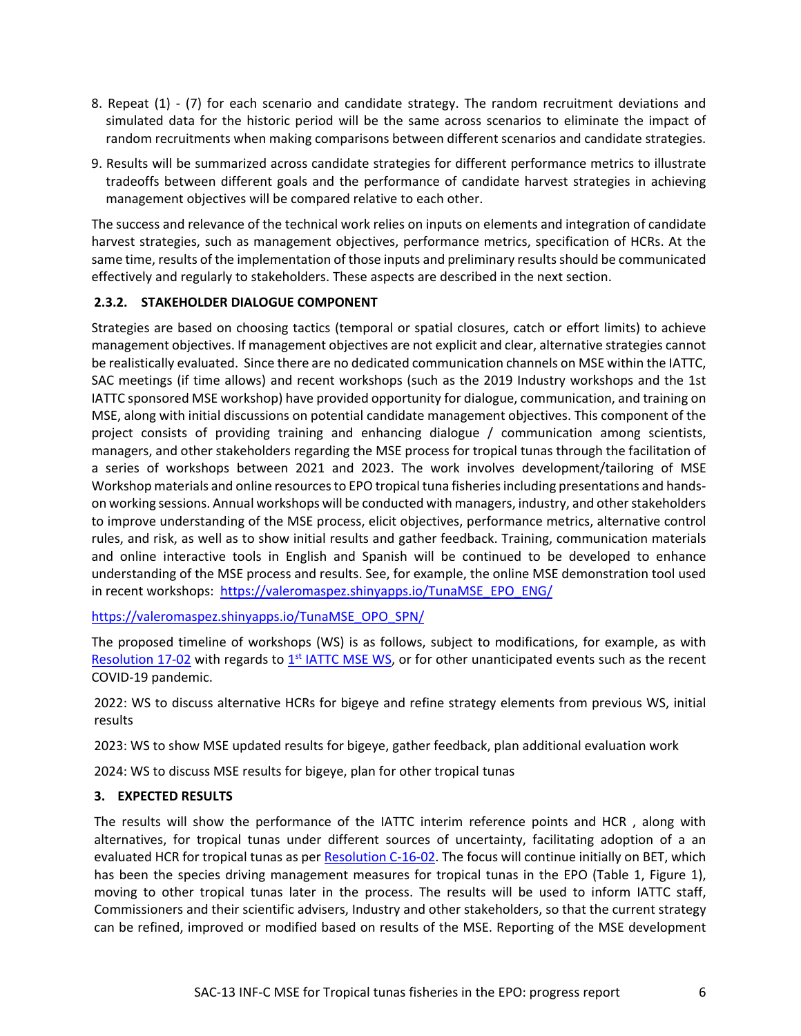8. Repeat (1) - (7) for each scenario and candidate strategy. The random recruitment deviations and simulated data for the historic period will be the same across scenarios to eliminate the impact of random recruitments when making comparisons between different scenarios and candidate strategies.
9. Results will be summarized across candidate strategies for different performance metrics to illustrate tradeoffs between different goals and the performance of candidate harvest strategies in achieving management objectives will be compared relative to each other.

The success and relevance of the technical work relies on inputs on elements and integration of candidate harvest strategies, such as management objectives, performance metrics, specification of HCRs. At the same time, results of the implementation of those inputs and preliminary results should be communicated effectively and regularly to stakeholders. These aspects are described in the next section.

### 2.3.2. STAKEHOLDER DIALOGUE COMPONENT

Strategies are based on choosing tactics (temporal or spatial closures, catch or effort limits) to achieve management objectives. If management objectives are not explicit and clear, alternative strategies cannot be realistically evaluated. Since there are no dedicated communication channels on MSE within the IATTC, SAC meetings (if time allows) and recent workshops (such as the 2019 Industry workshops and the 1st IATTC sponsored MSE workshop) have provided opportunity for dialogue, communication, and training on MSE, along with initial discussions on potential candidate management objectives. This component of the project consists of providing training and enhancing dialogue / communication among scientists, managers, and other stakeholders regarding the MSE process for tropical tunas through the facilitation of a series of workshops between 2021 and 2023. The work involves development/tailoring of MSE Workshop materials and online resources to EPO tropical tuna fisheries including presentations and hands-on working sessions. Annual workshops will be conducted with managers, industry, and other stakeholders to improve understanding of the MSE process, elicit objectives, performance metrics, alternative control rules, and risk, as well as to show initial results and gather feedback. Training, communication materials and online interactive tools in English and Spanish will be continued to be developed to enhance understanding of the MSE process and results. See, for example, the online MSE demonstration tool used in recent workshops: https://valeromaspez.shinyapps.io/TunaMSE_EPO_ENG/

https://valeromaspez.shinyapps.io/TunaMSE_OPO_SPN/

The proposed timeline of workshops (WS) is as follows, subject to modifications, for example, as with Resolution 17-02 with regards to 1st IATTC MSE WS, or for other unanticipated events such as the recent COVID-19 pandemic.

2022: WS to discuss alternative HCRs for bigeye and refine strategy elements from previous WS, initial results

2023: WS to show MSE updated results for bigeye, gather feedback, plan additional evaluation work

2024: WS to discuss MSE results for bigeye, plan for other tropical tunas

## 3. EXPECTED RESULTS

The results will show the performance of the IATTC interim reference points and HCR , along with alternatives, for tropical tunas under different sources of uncertainty, facilitating adoption of a an evaluated HCR for tropical tunas as per Resolution C-16-02. The focus will continue initially on BET, which has been the species driving management measures for tropical tunas in the EPO (Table 1, Figure 1), moving to other tropical tunas later in the process. The results will be used to inform IATTC staff, Commissioners and their scientific advisers, Industry and other stakeholders, so that the current strategy can be refined, improved or modified based on results of the MSE. Reporting of the MSE development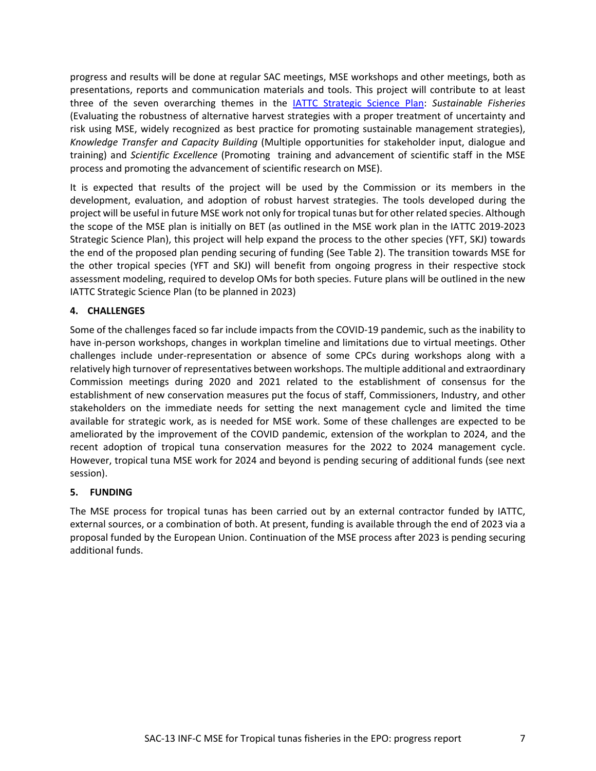progress and results will be done at regular SAC meetings, MSE workshops and other meetings, both as presentations, reports and communication materials and tools. This project will contribute to at least three of the seven overarching themes in the [IATTC Strategic Science Plan](): *Sustainable Fisheries* (Evaluating the robustness of alternative harvest strategies with a proper treatment of uncertainty and risk using MSE, widely recognized as best practice for promoting sustainable management strategies), *Knowledge Transfer and Capacity Building* (Multiple opportunities for stakeholder input, dialogue and training) and *Scientific Excellence* (Promoting training and advancement of scientific staff in the MSE process and promoting the advancement of scientific research on MSE).

It is expected that results of the project will be used by the Commission or its members in the development, evaluation, and adoption of robust harvest strategies. The tools developed during the project will be useful in future MSE work not only for tropical tunas but for other related species. Although the scope of the MSE plan is initially on BET (as outlined in the MSE work plan in the IATTC 2019-2023 Strategic Science Plan), this project will help expand the process to the other species (YFT, SKJ) towards the end of the proposed plan pending securing of funding (See Table 2). The transition towards MSE for the other tropical species (YFT and SKJ) will benefit from ongoing progress in their respective stock assessment modeling, required to develop OMs for both species. Future plans will be outlined in the new IATTC Strategic Science Plan (to be planned in 2023)

## 4. CHALLENGES

Some of the challenges faced so far include impacts from the COVID-19 pandemic, such as the inability to have in-person workshops, changes in workplan timeline and limitations due to virtual meetings. Other challenges include under-representation or absence of some CPCs during workshops along with a relatively high turnover of representatives between workshops. The multiple additional and extraordinary Commission meetings during 2020 and 2021 related to the establishment of consensus for the establishment of new conservation measures put the focus of staff, Commissioners, Industry, and other stakeholders on the immediate needs for setting the next management cycle and limited the time available for strategic work, as is needed for MSE work. Some of these challenges are expected to be ameliorated by the improvement of the COVID pandemic, extension of the workplan to 2024, and the recent adoption of tropical tuna conservation measures for the 2022 to 2024 management cycle. However, tropical tuna MSE work for 2024 and beyond is pending securing of additional funds (see next session).

## 5. FUNDING

The MSE process for tropical tunas has been carried out by an external contractor funded by IATTC, external sources, or a combination of both. At present, funding is available through the end of 2023 via a proposal funded by the European Union. Continuation of the MSE process after 2023 is pending securing additional funds.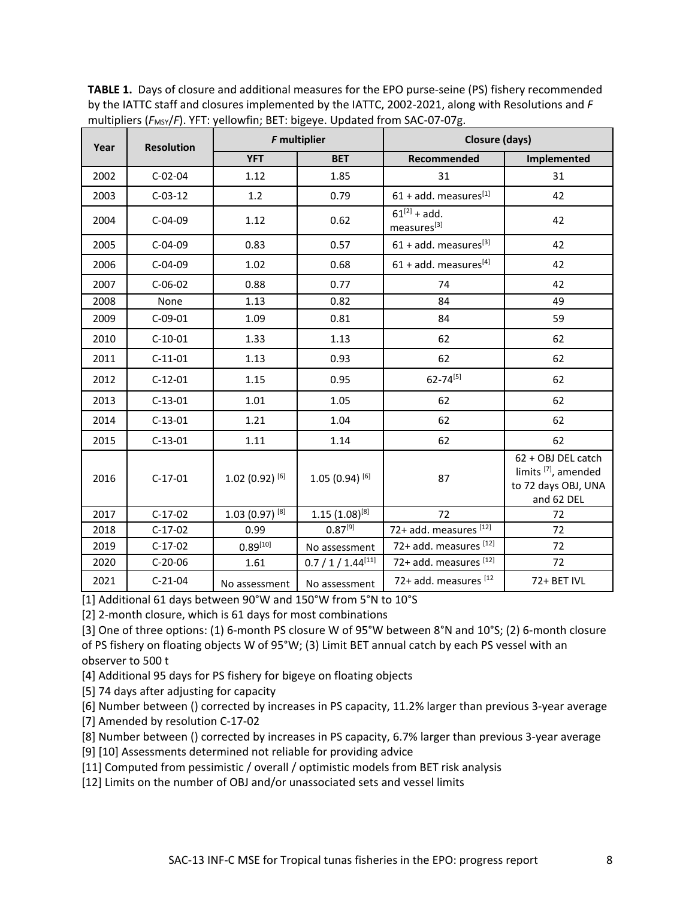**TABLE 1.** Days of closure and additional measures for the EPO purse-seine (PS) fishery recommended by the IATTC staff and closures implemented by the IATTC, 2002-2021, along with Resolutions and *F* multipliers ($F_{MSY}/F$). YFT: yellowfin; BET: bigeye. Updated from SAC-07-07g.

| Year | Resolution | *F* multiplier | | Closure (days) | |
|---|---|---|---|---|---|
| | | YFT | BET | Recommended | Implemented |
| 2002 | C-02-04 | 1.12 | 1.85 | 31 | 31 |
| 2003 | C-03-12 | 1.2 | 0.79 | 61 + add. measures[1] | 42 |
| 2004 | C-04-09 | 1.12 | 0.62 | 61[2] + add. measures[3] | 42 |
| 2005 | C-04-09 | 0.83 | 0.57 | 61 + add. measures[3] | 42 |
| 2006 | C-04-09 | 1.02 | 0.68 | 61 + add. measures[4] | 42 |
| 2007 | C-06-02 | 0.88 | 0.77 | 74 | 42 |
| 2008 | None | 1.13 | 0.82 | 84 | 49 |
| 2009 | C-09-01 | 1.09 | 0.81 | 84 | 59 |
| 2010 | C-10-01 | 1.33 | 1.13 | 62 | 62 |
| 2011 | C-11-01 | 1.13 | 0.93 | 62 | 62 |
| 2012 | C-12-01 | 1.15 | 0.95 | 62-74[5] | 62 |
| 2013 | C-13-01 | 1.01 | 1.05 | 62 | 62 |
| 2014 | C-13-01 | 1.21 | 1.04 | 62 | 62 |
| 2015 | C-13-01 | 1.11 | 1.14 | 62 | 62 |
| 2016 | C-17-01 | 1.02 (0.92) [6] | 1.05 (0.94) [6] | 87 | 62 + OBJ DEL catch limits [7], amended to 72 days OBJ, UNA and 62 DEL |
| 2017 | C-17-02 | 1.03 (0.97) [8] | 1.15 (1.08)[8] | 72 | 72 |
| 2018 | C-17-02 | 0.99 | 0.87[9] | 72+ add. measures [12] | 72 |
| 2019 | C-17-02 | 0.89[10] | No assessment | 72+ add. measures [12] | 72 |
| 2020 | C-20-06 | 1.61 | 0.7 / 1 / 1.44[11] | 72+ add. measures [12] | 72 |
| 2021 | C-21-04 | No assessment | No assessment | 72+ add. measures [12 | 72+ BET IVL |

[1] Additional 61 days between 90°W and 150°W from 5°N to 10°S

[2] 2-month closure, which is 61 days for most combinations

[3] One of three options: (1) 6-month PS closure W of 95°W between 8°N and 10°S; (2) 6-month closure of PS fishery on floating objects W of 95°W; (3) Limit BET annual catch by each PS vessel with an observer to 500 t

[4] Additional 95 days for PS fishery for bigeye on floating objects

[5] 74 days after adjusting for capacity

[6] Number between () corrected by increases in PS capacity, 11.2% larger than previous 3-year average

[7] Amended by resolution C-17-02

[8] Number between () corrected by increases in PS capacity, 6.7% larger than previous 3-year average

[9] [10] Assessments determined not reliable for providing advice

[11] Computed from pessimistic / overall / optimistic models from BET risk analysis

[12] Limits on the number of OBJ and/or unassociated sets and vessel limits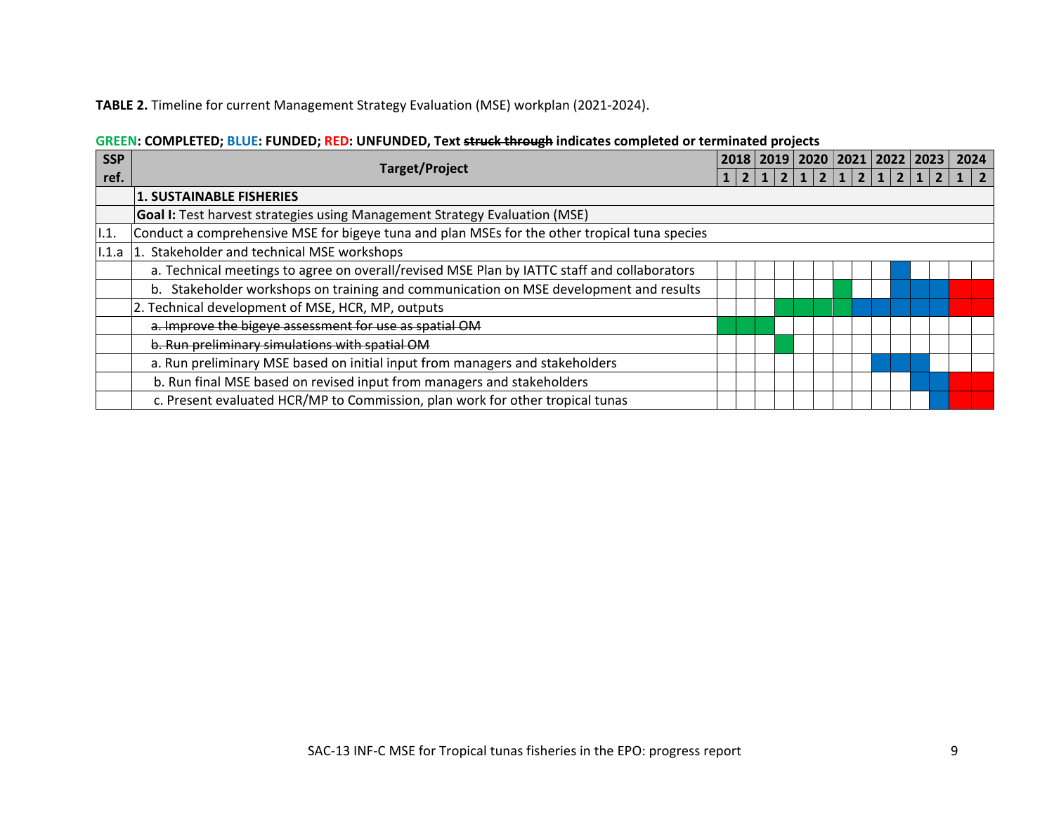**TABLE 2.** Timeline for current Management Strategy Evaluation (MSE) workplan (2021-2024).

**GREEN: COMPLETED; BLUE: FUNDED; RED: UNFUNDED, Text ~~struck through~~ indicates completed or terminated projects**

| SSP ref. | Target/Project | 2018 | | 2019 | | 2020 | | 2021 | | 2022 | | 2023 | | 2024 | |
|---|---|---|---|---|---|---|---|---|---|---|---|---|---|---|---|
| | | 1 | 2 | 1 | 2 | 1 | 2 | 1 | 2 | 1 | 2 | 1 | 2 | 1 | 2 |
| | **1. SUSTAINABLE FISHERIES** | | | | | | | | | | | | | | |
| | **Goal I:** Test harvest strategies using Management Strategy Evaluation (MSE) | | | | | | | | | | | | | | |
| I.1. | Conduct a comprehensive MSE for bigeye tuna and plan MSEs for the other tropical tuna species | | | | | | | | | | | | | | |
| I.1.a | 1. Stakeholder and technical MSE workshops | | | | | | | | | | | | | | |
| | a. Technical meetings to agree on overall/revised MSE Plan by IATTC staff and collaborators | | | | | | | | | | BLUE | | | | |
| | b. Stakeholder workshops on training and communication on MSE development and results | | | | | | | GREEN | | | BLUE | BLUE | BLUE | RED | RED |
| | 2. Technical development of MSE, HCR, MP, outputs | | | | GREEN | GREEN | GREEN | GREEN | BLUE | BLUE | BLUE | BLUE | BLUE | RED | RED |
| | ~~a. Improve the bigeye assessment for use as spatial OM~~ | GREEN | GREEN | GREEN | | | | | | | | | | | |
| | ~~b. Run preliminary simulations with spatial OM~~ | | | | GREEN | | | | | | | | | | |
| | a. Run preliminary MSE based on initial input from managers and stakeholders | | | | | | | | | BLUE | BLUE | BLUE | | | |
| | b. Run final MSE based on revised input from managers and stakeholders | | | | | | | | | | | BLUE | BLUE | RED | RED |
| | c. Present evaluated HCR/MP to Commission, plan work for other tropical tunas | | | | | | | | | | | | BLUE | RED | RED |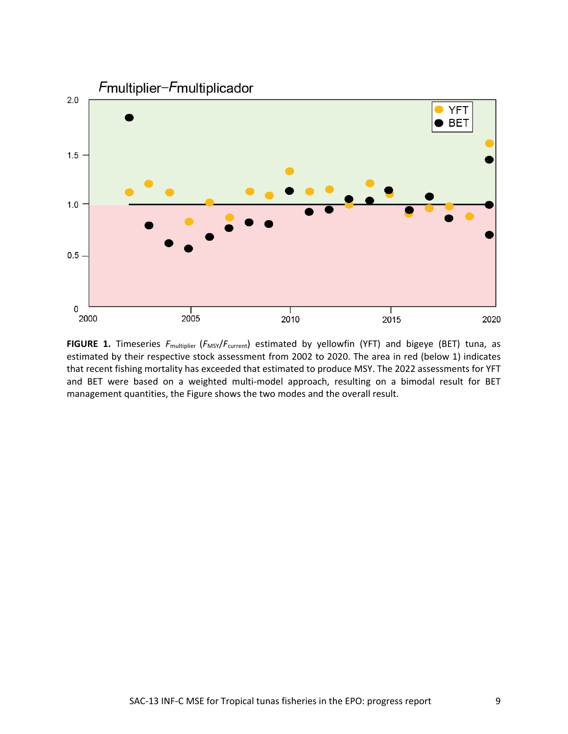**FIGURE 1.** Timeseries $F_{multiplier}$ ($F_{MSY}/F_{current}$) estimated by yellowfin (YFT) and bigeye (BET) tuna, as estimated by their respective stock assessment from 2002 to 2020. The area in red (below 1) indicates that recent fishing mortality has exceeded that estimated to produce MSY. The 2022 assessments for YFT and BET were based on a weighted multi-model approach, resulting on a bimodal result for BET management quantities, the Figure shows the two modes and the overall result.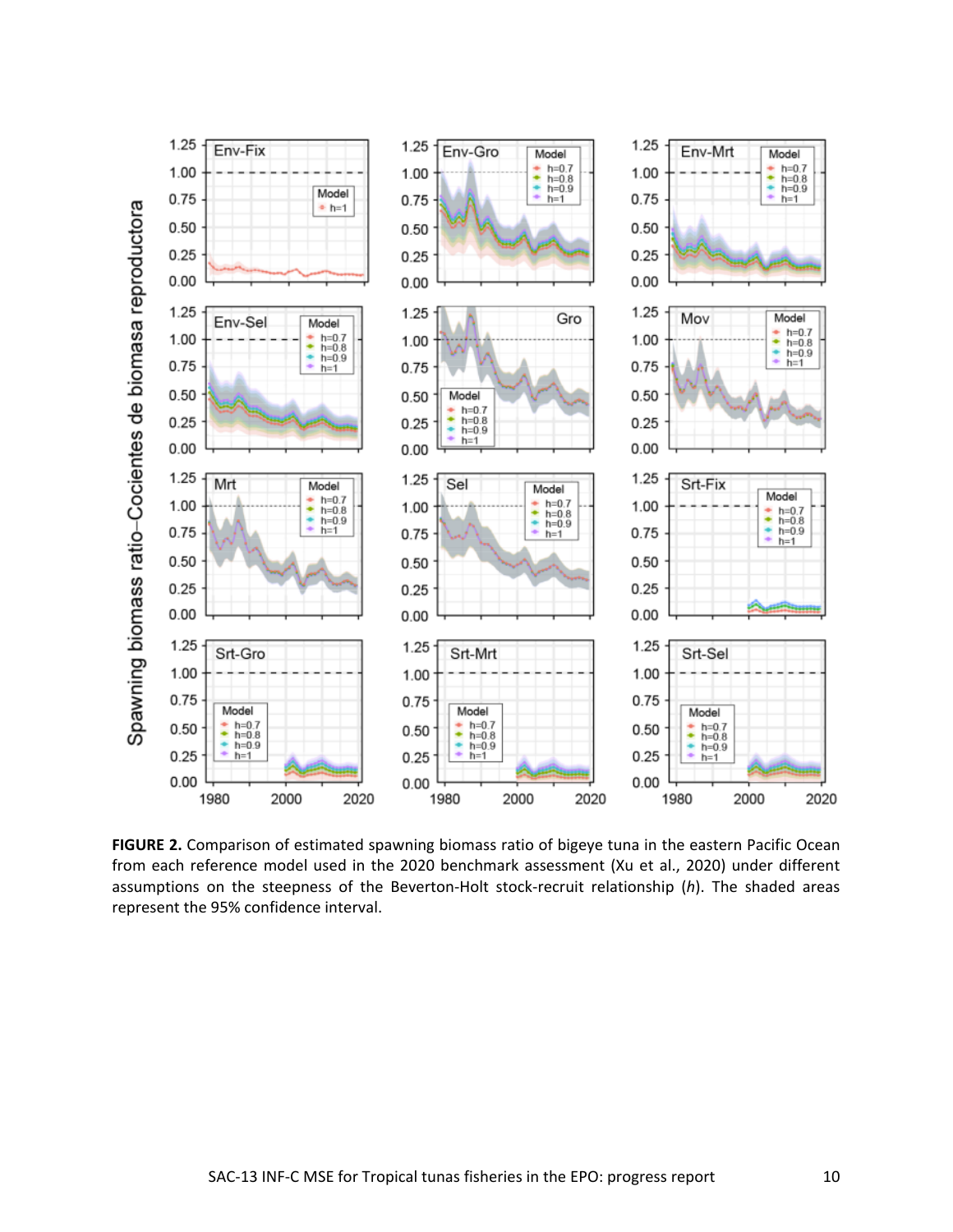**FIGURE 2.** Comparison of estimated spawning biomass ratio of bigeye tuna in the eastern Pacific Ocean from each reference model used in the 2020 benchmark assessment (Xu et al., 2020) under different assumptions on the steepness of the Beverton-Holt stock-recruit relationship (*h*). The shaded areas represent the 95% confidence interval.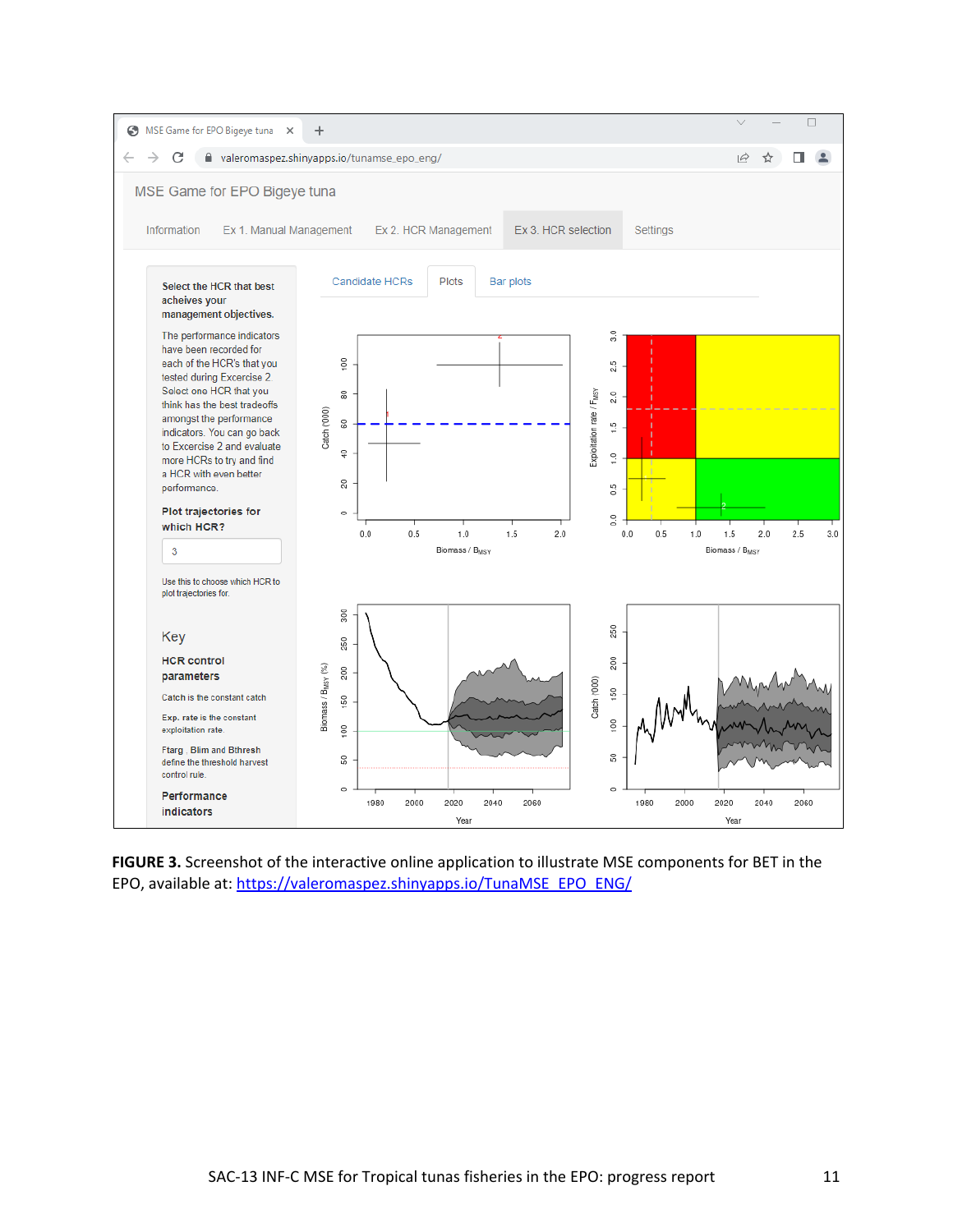MSE Game for EPO Bigeye tuna

valeromaspez.shinyapps.io/tunamse_epo_eng/

MSE Game for EPO Bigeye tuna

Information | Ex 1. Manual Management | Ex 2. HCR Management | Ex 3. HCR selection | Settings

Candidate HCRs | Plots | Bar plots

**Select the HCR that best acheives your management objectives.**

The performance indicators have been recorded for each of the HCR's that you tested during Excercise 2. Select one HCR that you think has the best tradeoffs amongst the performance indicators. You can go back to Excercise 2 and evaluate more HCRs to try and find a HCR with even better performance.

**Plot trajectories for which HCR?**

3

Use this to choose which HCR to plot trajectories for.

Key

**HCR control parameters**

Catch is the constant catch

Exp. rate is the constant exploitation rate.

Ftarg , Blim and Bthresh define the threshold harvest control rule.

**Performance indicators**

Catch ('000)

Biomass / $B_{MSY}$

Exploitation rate / $F_{MSY}$

Biomass / $B_{MSY}$

Biomass / $B_{MSY}$ (%)

Year

Catch ('000)

Year

**FIGURE 3.** Screenshot of the interactive online application to illustrate MSE components for BET in the EPO, available at: https://valeromaspez.shinyapps.io/TunaMSE_EPO_ENG/